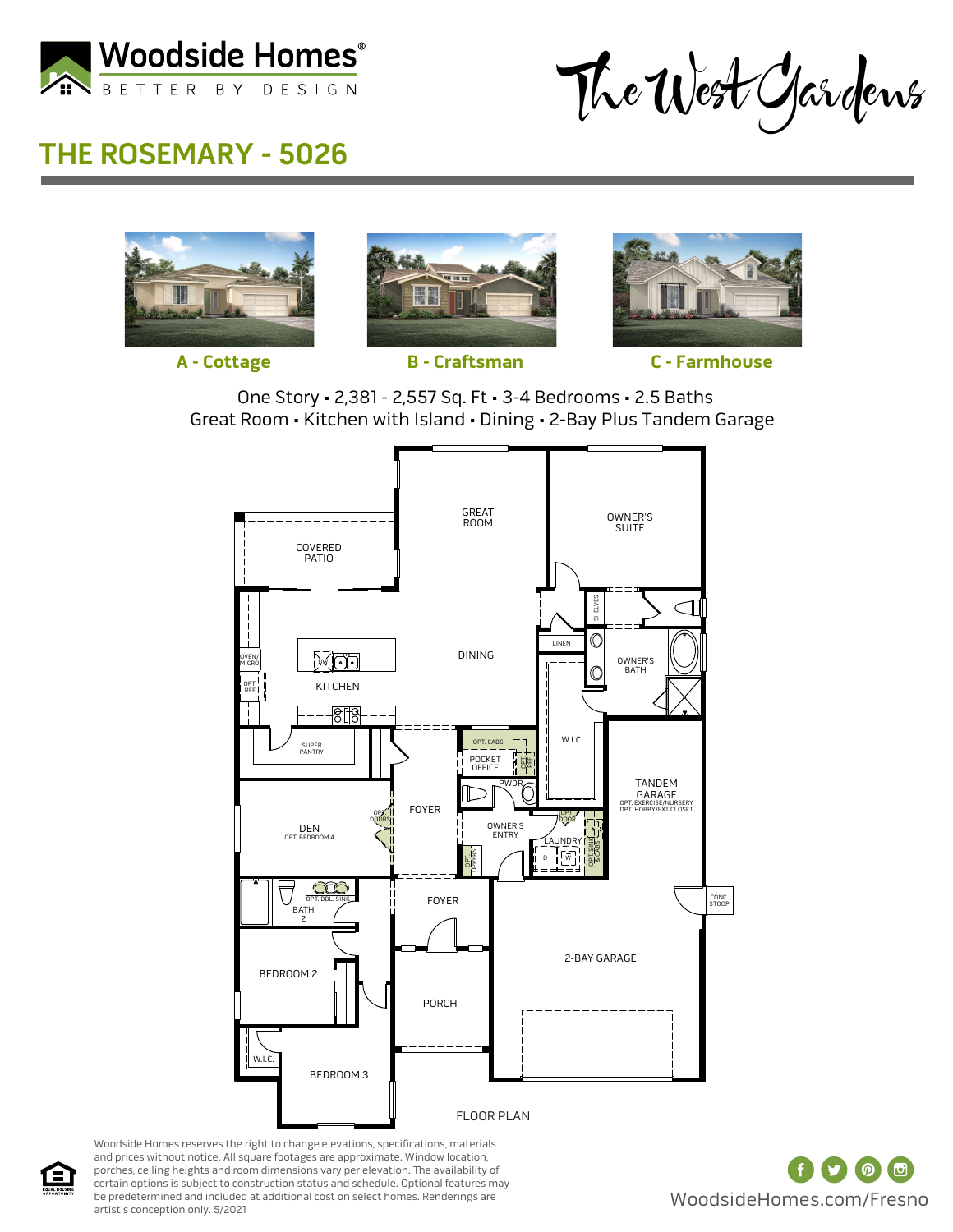Woodside Homes®
BETTER BY DESIGN

The West Gardens

# THE ROSEMARY - 5026

**A - Cottage** **B - Craftsman** **C - Farmhouse**

One Story • 2,381 - 2,557 Sq. Ft • 3-4 Bedrooms • 2.5 Baths
Great Room • Kitchen with Island • Dining • 2-Bay Plus Tandem Garage

GREAT ROOM
OWNER'S SUITE
COVERED PATIO
SHELVES
LINEN
DINING
OWNER'S BATH
OVEN/MICRO
OPT. REF
DW
KITCHEN
SUPER PANTRY
OPT. CABS
POCKET OFFICE
OPT. REF
W.I.C.
TANDEM GARAGE
OPT. EXERCISE/NURSERY
OPT. HOBBY/EXT CLOSET
PWDR
DEN
OPT. BEDROOM 4
OPT. DOORS
FOYER
OWNER'S ENTRY
OPT. DOOR
LAUNDRY
OPT. SINK & CABS
OPT. UPPERS
D W
CONC. STOOP
OPT. DBL. SINK
BATH 2
FOYER
BEDROOM 2
2-BAY GARAGE
PORCH
W.I.C.
BEDROOM 3

FLOOR PLAN

Woodside Homes reserves the right to change elevations, specifications, materials and prices without notice. All square footages are approximate. Window location, porches, ceiling heights and room dimensions vary per elevation. The availability of certain options is subject to construction status and schedule. Optional features may be predetermined and included at additional cost on select homes. Renderings are artist's conception only. 5/2021

EQUAL HOUSING OPPORTUNITY

WoodsideHomes.com/Fresno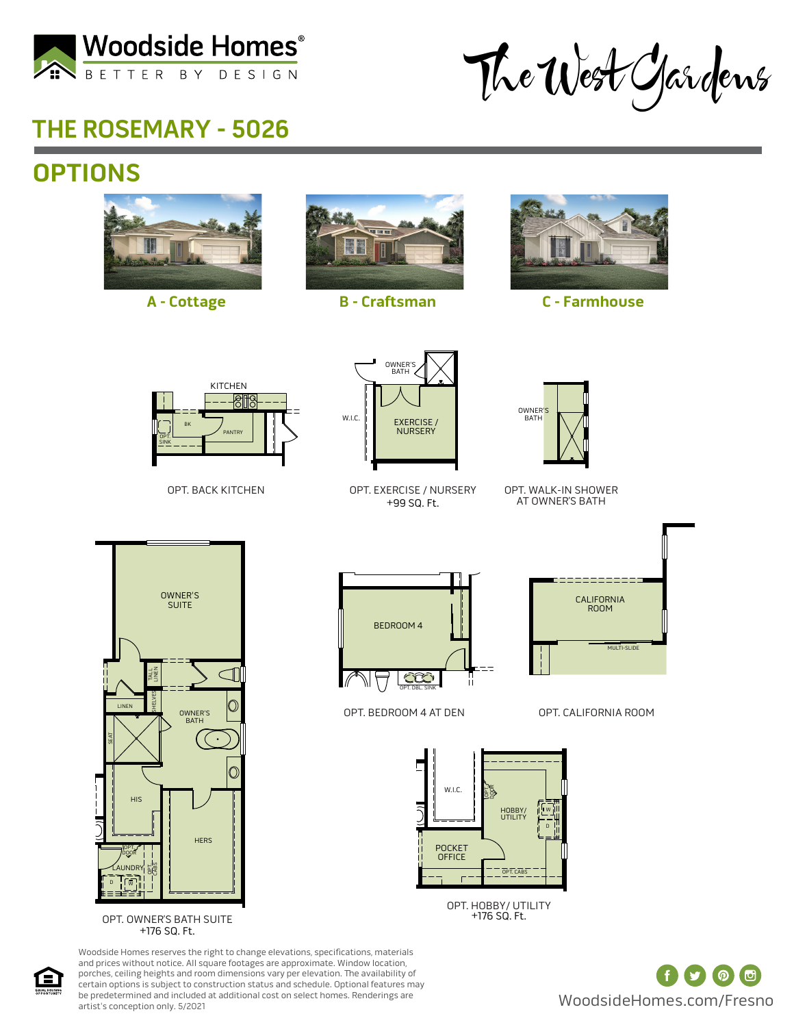Woodside Homes®
BETTER BY DESIGN

The West Gardens

# THE ROSEMARY - 5026

## OPTIONS

A - Cottage

B - Craftsman

C - Farmhouse

KITCHEN
BK
PANTRY
OPT. SINK

OPT. BACK KITCHEN

OWNER'S BATH
W.I.C.
EXERCISE / NURSERY

OPT. EXERCISE / NURSERY
+99 SQ. Ft.

OWNER'S BATH

OPT. WALK-IN SHOWER AT OWNER'S BATH

OWNER'S SUITE
TALL LINEN
LINEN
SHELVES
OWNER'S BATH
SEAT
HIS
HERS
OPT. DOOR
LAUNDRY
OPT. CABS
D
W

OPT. OWNER'S BATH SUITE
+176 SQ. Ft.

BEDROOM 4
OPT. DBL. SINK

OPT. BEDROOM 4 AT DEN

CALIFORNIA ROOM
MULTI-SLIDE

OPT. CALIFORNIA ROOM

W.I.C.
OPT. DOOR
HOBBY/ UTILITY
W
D
POCKET OFFICE
OPT. CABS

OPT. HOBBY/ UTILITY
+176 SQ. Ft.

Woodside Homes reserves the right to change elevations, specifications, materials and prices without notice. All square footages are approximate. Window location, porches, ceiling heights and room dimensions vary per elevation. The availability of certain options is subject to construction status and schedule. Optional features may be predetermined and included at additional cost on select homes. Renderings are artist's conception only. 5/2021

EQUAL HOUSING OPPORTUNITY

WoodsideHomes.com/Fresno